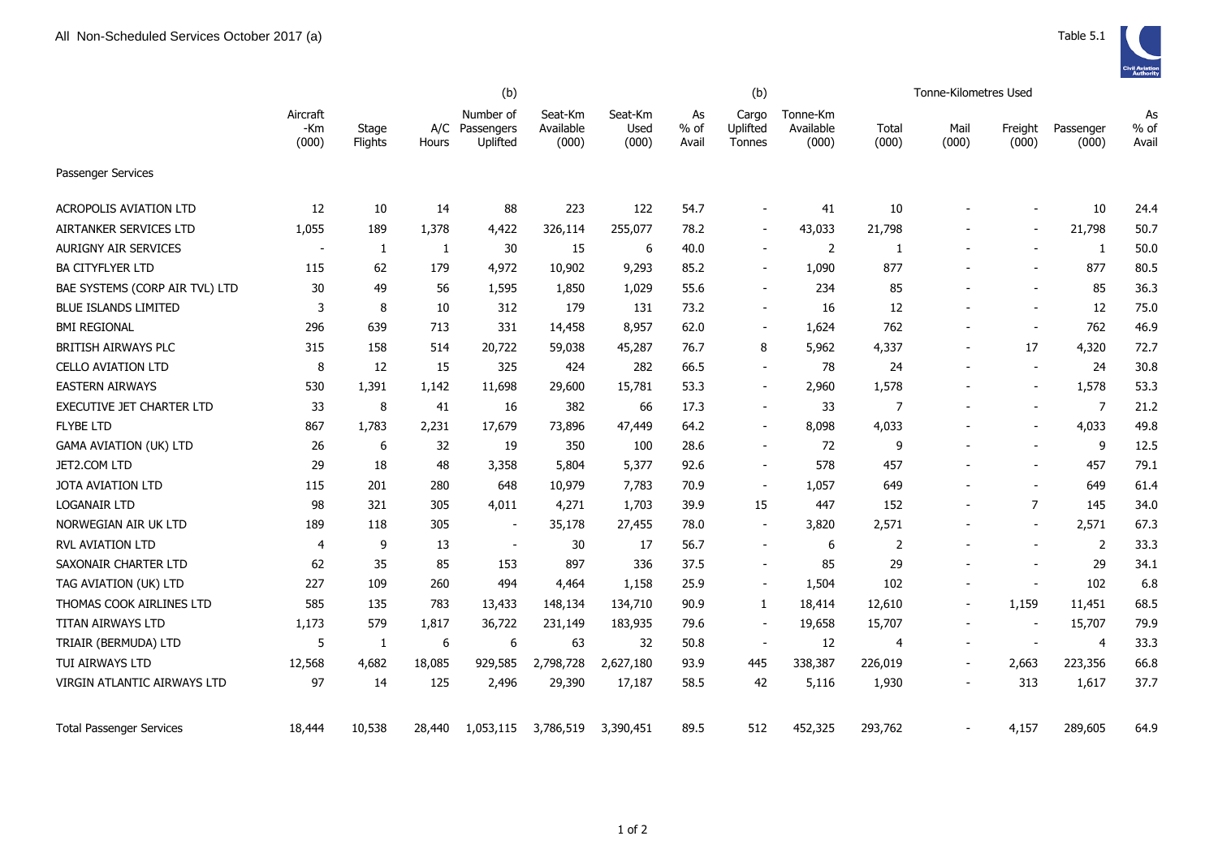All Non-Scheduled Services October 2017 (a)

Table 5.1

| | Aircraft -Km (000) | Stage Flights | A/C Hours | (b) Number of Passengers Uplifted | Seat-Km Available (000) | Seat-Km Used (000) | As % of Avail | (b) Cargo Uplifted Tonnes | Tonne-Km Available (000) | Tonne-Kilometres Used Total (000) | Mail (000) | Freight (000) | Passenger (000) | As % of Avail |
|---|---|---|---|---|---|---|---|---|---|---|---|---|---|---|
| Passenger Services | | | | | | | | | | | | | | |
| ACROPOLIS AVIATION LTD | 12 | 10 | 14 | 88 | 223 | 122 | 54.7 | - | 41 | 10 | - | - | 10 | 24.4 |
| AIRTANKER SERVICES LTD | 1,055 | 189 | 1,378 | 4,422 | 326,114 | 255,077 | 78.2 | - | 43,033 | 21,798 | - | - | 21,798 | 50.7 |
| AURIGNY AIR SERVICES | - | 1 | 1 | 30 | 15 | 6 | 40.0 | - | 2 | 1 | - | - | 1 | 50.0 |
| BA CITYFLYER LTD | 115 | 62 | 179 | 4,972 | 10,902 | 9,293 | 85.2 | - | 1,090 | 877 | - | - | 877 | 80.5 |
| BAE SYSTEMS (CORP AIR TVL) LTD | 30 | 49 | 56 | 1,595 | 1,850 | 1,029 | 55.6 | - | 234 | 85 | - | - | 85 | 36.3 |
| BLUE ISLANDS LIMITED | 3 | 8 | 10 | 312 | 179 | 131 | 73.2 | - | 16 | 12 | - | - | 12 | 75.0 |
| BMI REGIONAL | 296 | 639 | 713 | 331 | 14,458 | 8,957 | 62.0 | - | 1,624 | 762 | - | - | 762 | 46.9 |
| BRITISH AIRWAYS PLC | 315 | 158 | 514 | 20,722 | 59,038 | 45,287 | 76.7 | 8 | 5,962 | 4,337 | - | 17 | 4,320 | 72.7 |
| CELLO AVIATION LTD | 8 | 12 | 15 | 325 | 424 | 282 | 66.5 | - | 78 | 24 | - | - | 24 | 30.8 |
| EASTERN AIRWAYS | 530 | 1,391 | 1,142 | 11,698 | 29,600 | 15,781 | 53.3 | - | 2,960 | 1,578 | - | - | 1,578 | 53.3 |
| EXECUTIVE JET CHARTER LTD | 33 | 8 | 41 | 16 | 382 | 66 | 17.3 | - | 33 | 7 | - | - | 7 | 21.2 |
| FLYBE LTD | 867 | 1,783 | 2,231 | 17,679 | 73,896 | 47,449 | 64.2 | - | 8,098 | 4,033 | - | - | 4,033 | 49.8 |
| GAMA AVIATION (UK) LTD | 26 | 6 | 32 | 19 | 350 | 100 | 28.6 | - | 72 | 9 | - | - | 9 | 12.5 |
| JET2.COM LTD | 29 | 18 | 48 | 3,358 | 5,804 | 5,377 | 92.6 | - | 578 | 457 | - | - | 457 | 79.1 |
| JOTA AVIATION LTD | 115 | 201 | 280 | 648 | 10,979 | 7,783 | 70.9 | - | 1,057 | 649 | - | - | 649 | 61.4 |
| LOGANAIR LTD | 98 | 321 | 305 | 4,011 | 4,271 | 1,703 | 39.9 | 15 | 447 | 152 | - | 7 | 145 | 34.0 |
| NORWEGIAN AIR UK LTD | 189 | 118 | 305 | - | 35,178 | 27,455 | 78.0 | - | 3,820 | 2,571 | - | - | 2,571 | 67.3 |
| RVL AVIATION LTD | 4 | 9 | 13 | - | 30 | 17 | 56.7 | - | 6 | 2 | - | - | 2 | 33.3 |
| SAXONAIR CHARTER LTD | 62 | 35 | 85 | 153 | 897 | 336 | 37.5 | - | 85 | 29 | - | - | 29 | 34.1 |
| TAG AVIATION (UK) LTD | 227 | 109 | 260 | 494 | 4,464 | 1,158 | 25.9 | - | 1,504 | 102 | - | - | 102 | 6.8 |
| THOMAS COOK AIRLINES LTD | 585 | 135 | 783 | 13,433 | 148,134 | 134,710 | 90.9 | 1 | 18,414 | 12,610 | - | 1,159 | 11,451 | 68.5 |
| TITAN AIRWAYS LTD | 1,173 | 579 | 1,817 | 36,722 | 231,149 | 183,935 | 79.6 | - | 19,658 | 15,707 | - | - | 15,707 | 79.9 |
| TRIAIR (BERMUDA) LTD | 5 | 1 | 6 | 6 | 63 | 32 | 50.8 | - | 12 | 4 | - | - | 4 | 33.3 |
| TUI AIRWAYS LTD | 12,568 | 4,682 | 18,085 | 929,585 | 2,798,728 | 2,627,180 | 93.9 | 445 | 338,387 | 226,019 | - | 2,663 | 223,356 | 66.8 |
| VIRGIN ATLANTIC AIRWAYS LTD | 97 | 14 | 125 | 2,496 | 29,390 | 17,187 | 58.5 | 42 | 5,116 | 1,930 | - | 313 | 1,617 | 37.7 |
| Total Passenger Services | 18,444 | 10,538 | 28,440 | 1,053,115 | 3,786,519 | 3,390,451 | 89.5 | 512 | 452,325 | 293,762 | - | 4,157 | 289,605 | 64.9 |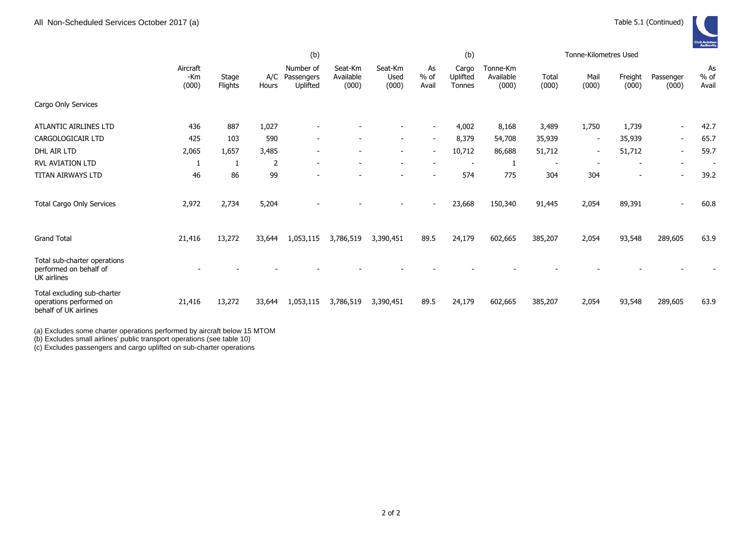All Non-Scheduled Services October 2017 (a)

Table 5.1 (Continued)

| | Aircraft -Km (000) | Stage Flights | A/C Hours | (b) Number of Passengers Uplifted | Seat-Km Available (000) | Seat-Km Used (000) | As % of Avail | (b) Cargo Uplifted Tonnes | Tonne-Km Available (000) | Tonne-Kilometres Used Total (000) | Mail (000) | Freight (000) | Passenger (000) | As % of Avail |
|---|---|---|---|---|---|---|---|---|---|---|---|---|---|---|
| Cargo Only Services | | | | | | | | | | | | | | |
| ATLANTIC AIRLINES LTD | 436 | 887 | 1,027 | - | - | - | - | 4,002 | 8,168 | 3,489 | 1,750 | 1,739 | - | 42.7 |
| CARGOLOGICAIR LTD | 425 | 103 | 590 | - | - | - | - | 8,379 | 54,708 | 35,939 | - | 35,939 | - | 65.7 |
| DHL AIR LTD | 2,065 | 1,657 | 3,485 | - | - | - | - | 10,712 | 86,688 | 51,712 | - | 51,712 | - | 59.7 |
| RVL AVIATION LTD | 1 | 1 | 2 | - | - | - | - | - | 1 | - | - | - | - | - |
| TITAN AIRWAYS LTD | 46 | 86 | 99 | - | - | - | - | 574 | 775 | 304 | 304 | - | - | 39.2 |
| Total Cargo Only Services | 2,972 | 2,734 | 5,204 | - | - | - | - | 23,668 | 150,340 | 91,445 | 2,054 | 89,391 | - | 60.8 |
| Grand Total | 21,416 | 13,272 | 33,644 | 1,053,115 | 3,786,519 | 3,390,451 | 89.5 | 24,179 | 602,665 | 385,207 | 2,054 | 93,548 | 289,605 | 63.9 |
| Total sub-charter operations performed on behalf of UK airlines | - | - | - | - | - | - | - | - | - | - | - | - | - | - |
| Total excluding sub-charter operations performed on behalf of UK airlines | 21,416 | 13,272 | 33,644 | 1,053,115 | 3,786,519 | 3,390,451 | 89.5 | 24,179 | 602,665 | 385,207 | 2,054 | 93,548 | 289,605 | 63.9 |

(a) Excludes some charter operations performed by aircraft below 15 MTOM
(b) Excludes small airlines' public transport operations (see table 10)
(c) Excludes passengers and cargo uplifted on sub-charter operations